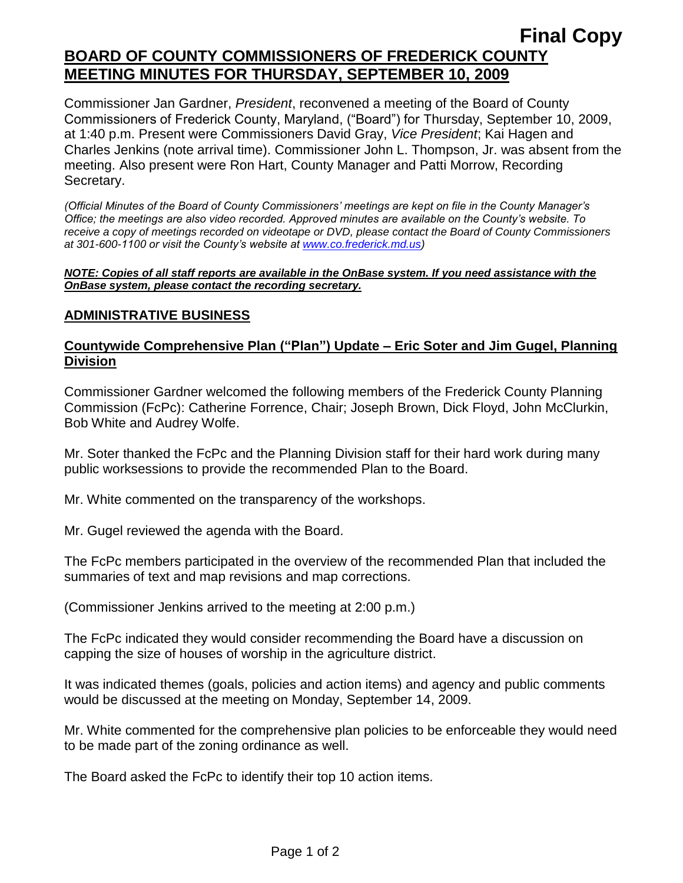**Final Copy**

# BOARD OF COUNTY COMMISSIONERS OF FREDERICK COUNTY MEETING MINUTES FOR THURSDAY, SEPTEMBER 10, 2009

Commissioner Jan Gardner, *President*, reconvened a meeting of the Board of County Commissioners of Frederick County, Maryland, ("Board") for Thursday, September 10, 2009, at 1:40 p.m. Present were Commissioners David Gray, *Vice President*; Kai Hagen and Charles Jenkins (note arrival time). Commissioner John L. Thompson, Jr. was absent from the meeting. Also present were Ron Hart, County Manager and Patti Morrow, Recording Secretary.

*(Official Minutes of the Board of County Commissioners' meetings are kept on file in the County Manager's Office; the meetings are also video recorded. Approved minutes are available on the County's website. To receive a copy of meetings recorded on videotape or DVD, please contact the Board of County Commissioners at 301-600-1100 or visit the County's website at www.co.frederick.md.us)*

***NOTE: Copies of all staff reports are available in the OnBase system. If you need assistance with the OnBase system, please contact the recording secretary.***

## ADMINISTRATIVE BUSINESS

### Countywide Comprehensive Plan ("Plan") Update – Eric Soter and Jim Gugel, Planning Division

Commissioner Gardner welcomed the following members of the Frederick County Planning Commission (FcPc): Catherine Forrence, Chair; Joseph Brown, Dick Floyd, John McClurkin, Bob White and Audrey Wolfe.

Mr. Soter thanked the FcPc and the Planning Division staff for their hard work during many public worksessions to provide the recommended Plan to the Board.

Mr. White commented on the transparency of the workshops.

Mr. Gugel reviewed the agenda with the Board.

The FcPc members participated in the overview of the recommended Plan that included the summaries of text and map revisions and map corrections.

(Commissioner Jenkins arrived to the meeting at 2:00 p.m.)

The FcPc indicated they would consider recommending the Board have a discussion on capping the size of houses of worship in the agriculture district.

It was indicated themes (goals, policies and action items) and agency and public comments would be discussed at the meeting on Monday, September 14, 2009.

Mr. White commented for the comprehensive plan policies to be enforceable they would need to be made part of the zoning ordinance as well.

The Board asked the FcPc to identify their top 10 action items.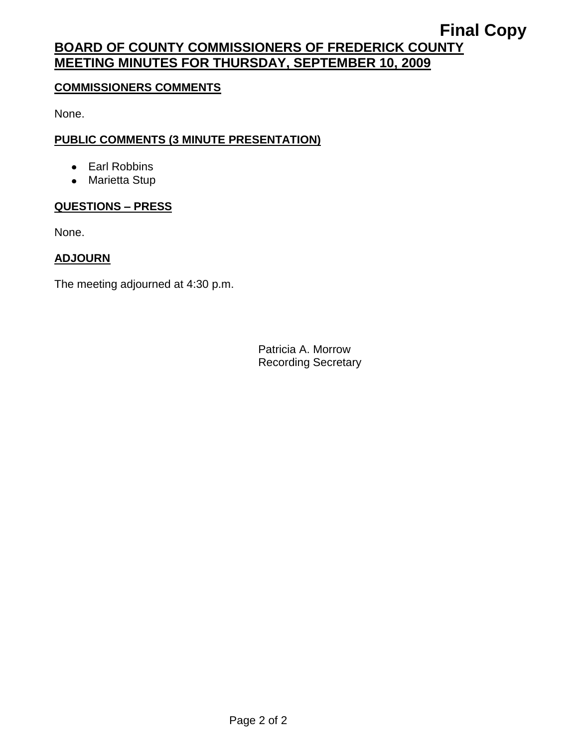# BOARD OF COUNTY COMMISSIONERS OF FREDERICK COUNTY MEETING MINUTES FOR THURSDAY, SEPTEMBER 10, 2009

## COMMISSIONERS COMMENTS

None.

## PUBLIC COMMENTS (3 MINUTE PRESENTATION)

- Earl Robbins
- Marietta Stup

## QUESTIONS – PRESS

None.

## ADJOURN

The meeting adjourned at 4:30 p.m.

Patricia A. Morrow
Recording Secretary